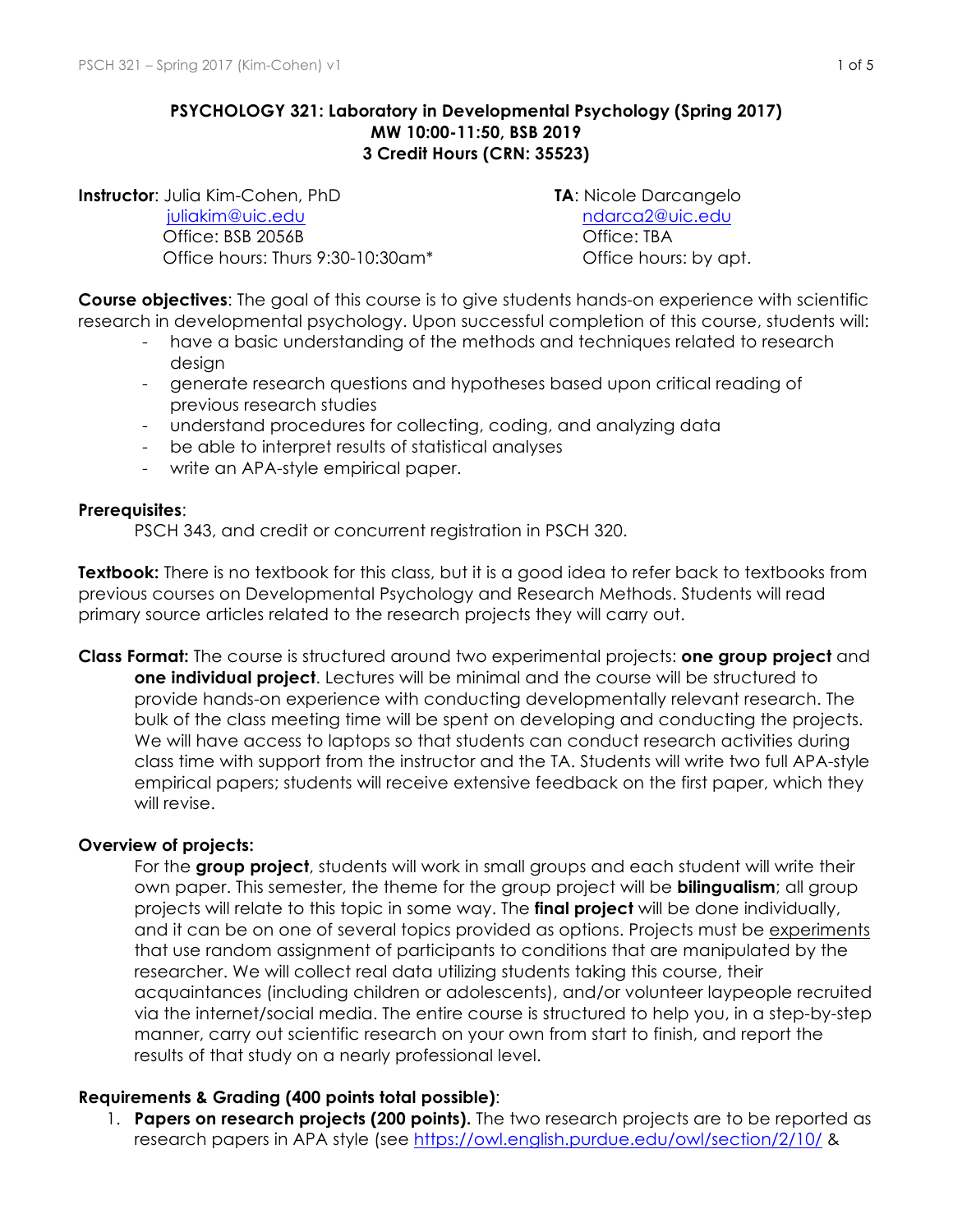# PSYCHOLOGY 321: Laboratory in Developmental Psychology (Spring 2017)
**MW 10:00-11:50, BSB 2019**
**3 Credit Hours (CRN: 35523)**

**Instructor**: Julia Kim-Cohen, PhD
[juliakim@uic.edu](mailto:juliakim@uic.edu)
Office: BSB 2056B
Office hours: Thurs 9:30-10:30am*

**TA**: Nicole Darcangelo
[ndarca2@uic.edu](mailto:ndarca2@uic.edu)
Office: TBA
Office hours: by apt.

**Course objectives**: The goal of this course is to give students hands-on experience with scientific research in developmental psychology. Upon successful completion of this course, students will:

- have a basic understanding of the methods and techniques related to research design
- generate research questions and hypotheses based upon critical reading of previous research studies
- understand procedures for collecting, coding, and analyzing data
- be able to interpret results of statistical analyses
- write an APA-style empirical paper.

**Prerequisites**:

PSCH 343, and credit or concurrent registration in PSCH 320.

**Textbook:** There is no textbook for this class, but it is a good idea to refer back to textbooks from previous courses on Developmental Psychology and Research Methods. Students will read primary source articles related to the research projects they will carry out.

**Class Format:** The course is structured around two experimental projects: **one group project** and **one individual project**. Lectures will be minimal and the course will be structured to provide hands-on experience with conducting developmentally relevant research. The bulk of the class meeting time will be spent on developing and conducting the projects. We will have access to laptops so that students can conduct research activities during class time with support from the instructor and the TA. Students will write two full APA-style empirical papers; students will receive extensive feedback on the first paper, which they will revise.

**Overview of projects:**

For the **group project**, students will work in small groups and each student will write their own paper. This semester, the theme for the group project will be **bilingualism**; all group projects will relate to this topic in some way. The **final project** will be done individually, and it can be on one of several topics provided as options. Projects must be <u>experiments</u> that use random assignment of participants to conditions that are manipulated by the researcher. We will collect real data utilizing students taking this course, their acquaintances (including children or adolescents), and/or volunteer laypeople recruited via the internet/social media. The entire course is structured to help you, in a step-by-step manner, carry out scientific research on your own from start to finish, and report the results of that study on a nearly professional level.

**Requirements & Grading (400 points total possible)**:

1. **Papers on research projects (200 points).** The two research projects are to be reported as research papers in APA style (see [https://owl.english.purdue.edu/owl/section/2/10/](https://owl.english.purdue.edu/owl/section/2/10/) &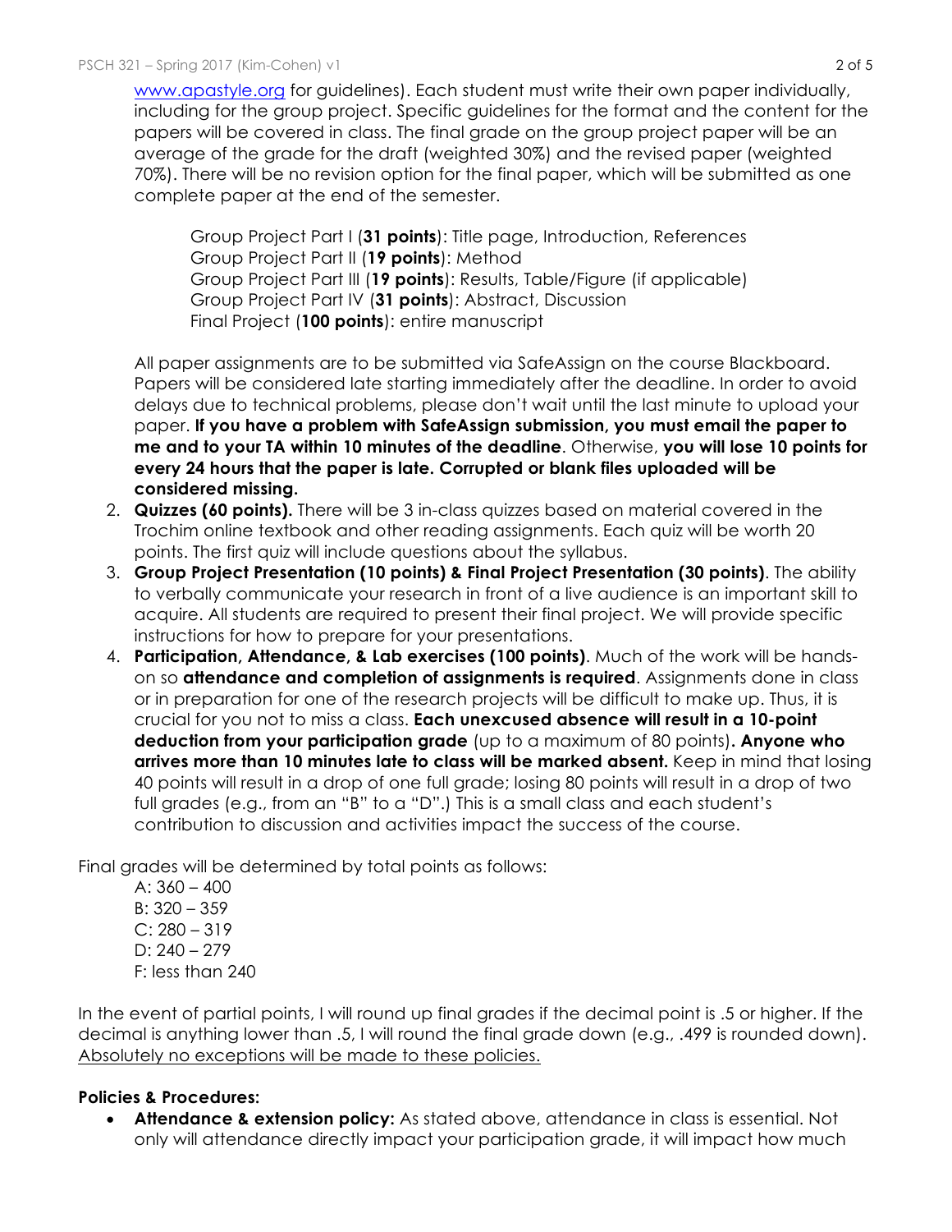www.apastyle.org for guidelines). Each student must write their own paper individually, including for the group project. Specific guidelines for the format and the content for the papers will be covered in class. The final grade on the group project paper will be an average of the grade for the draft (weighted 30%) and the revised paper (weighted 70%). There will be no revision option for the final paper, which will be submitted as one complete paper at the end of the semester.

Group Project Part I (**31 points**): Title page, Introduction, References
Group Project Part II (**19 points**): Method
Group Project Part III (**19 points**): Results, Table/Figure (if applicable)
Group Project Part IV (**31 points**): Abstract, Discussion
Final Project (**100 points**): entire manuscript

All paper assignments are to be submitted via SafeAssign on the course Blackboard. Papers will be considered late starting immediately after the deadline. In order to avoid delays due to technical problems, please don't wait until the last minute to upload your paper. **If you have a problem with SafeAssign submission, you must email the paper to me and to your TA within 10 minutes of the deadline**. Otherwise, **you will lose 10 points for every 24 hours that the paper is late. Corrupted or blank files uploaded will be considered missing.**

2. **Quizzes (60 points).** There will be 3 in-class quizzes based on material covered in the Trochim online textbook and other reading assignments. Each quiz will be worth 20 points. The first quiz will include questions about the syllabus.
3. **Group Project Presentation (10 points) & Final Project Presentation (30 points)**. The ability to verbally communicate your research in front of a live audience is an important skill to acquire. All students are required to present their final project. We will provide specific instructions for how to prepare for your presentations.
4. **Participation, Attendance, & Lab exercises (100 points)**. Much of the work will be hands-on so **attendance and completion of assignments is required**. Assignments done in class or in preparation for one of the research projects will be difficult to make up. Thus, it is crucial for you not to miss a class. **Each unexcused absence will result in a 10-point deduction from your participation grade** (up to a maximum of 80 points)**. Anyone who arrives more than 10 minutes late to class will be marked absent.** Keep in mind that losing 40 points will result in a drop of one full grade; losing 80 points will result in a drop of two full grades (e.g., from an "B" to a "D".) This is a small class and each student's contribution to discussion and activities impact the success of the course.

Final grades will be determined by total points as follows:

A: 360 – 400
B: 320 – 359
C: 280 – 319
D: 240 – 279
F: less than 240

In the event of partial points, I will round up final grades if the decimal point is .5 or higher. If the decimal is anything lower than .5, I will round the final grade down (e.g., .499 is rounded down). <u>Absolutely no exceptions will be made to these policies.</u>

**Policies & Procedures:**

- **Attendance & extension policy:** As stated above, attendance in class is essential. Not only will attendance directly impact your participation grade, it will impact how much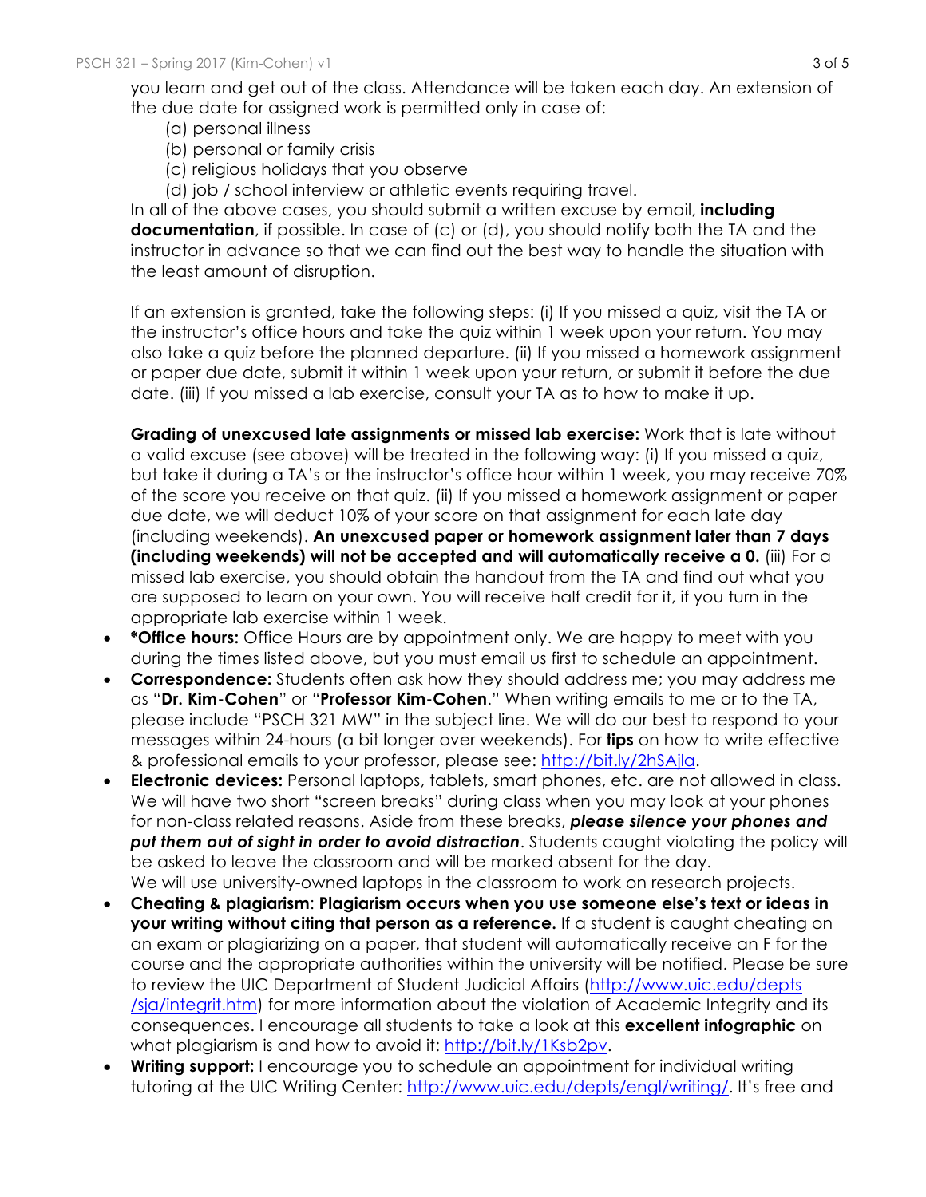you learn and get out of the class. Attendance will be taken each day. An extension of the due date for assigned work is permitted only in case of:

(a) personal illness
(b) personal or family crisis
(c) religious holidays that you observe
(d) job / school interview or athletic events requiring travel.

In all of the above cases, you should submit a written excuse by email, **including documentation**, if possible. In case of (c) or (d), you should notify both the TA and the instructor in advance so that we can find out the best way to handle the situation with the least amount of disruption.

If an extension is granted, take the following steps: (i) If you missed a quiz, visit the TA or the instructor's office hours and take the quiz within 1 week upon your return. You may also take a quiz before the planned departure. (ii) If you missed a homework assignment or paper due date, submit it within 1 week upon your return, or submit it before the due date. (iii) If you missed a lab exercise, consult your TA as to how to make it up.

**Grading of unexcused late assignments or missed lab exercise:** Work that is late without a valid excuse (see above) will be treated in the following way: (i) If you missed a quiz, but take it during a TA's or the instructor's office hour within 1 week, you may receive 70% of the score you receive on that quiz. (ii) If you missed a homework assignment or paper due date, we will deduct 10% of your score on that assignment for each late day (including weekends). **An unexcused paper or homework assignment later than 7 days (including weekends) will not be accepted and will automatically receive a 0.** (iii) For a missed lab exercise, you should obtain the handout from the TA and find out what you are supposed to learn on your own. You will receive half credit for it, if you turn in the appropriate lab exercise within 1 week.

- ***Office hours:** Office Hours are by appointment only. We are happy to meet with you during the times listed above, but you must email us first to schedule an appointment.
- **Correspondence:** Students often ask how they should address me; you may address me as "**Dr. Kim-Cohen**" or "**Professor Kim-Cohen**." When writing emails to me or to the TA, please include "PSCH 321 MW" in the subject line. We will do our best to respond to your messages within 24-hours (a bit longer over weekends). For **tips** on how to write effective & professional emails to your professor, please see: http://bit.ly/2hSAjla.
- **Electronic devices:** Personal laptops, tablets, smart phones, etc. are not allowed in class. We will have two short "screen breaks" during class when you may look at your phones for non-class related reasons. Aside from these breaks, ***please silence your phones and put them out of sight in order to avoid distraction***. Students caught violating the policy will be asked to leave the classroom and will be marked absent for the day. We will use university-owned laptops in the classroom to work on research projects.
- **Cheating & plagiarism**: **Plagiarism occurs when you use someone else's text or ideas in your writing without citing that person as a reference.** If a student is caught cheating on an exam or plagiarizing on a paper, that student will automatically receive an F for the course and the appropriate authorities within the university will be notified. Please be sure to review the UIC Department of Student Judicial Affairs (http://www.uic.edu/depts/sja/integrit.htm) for more information about the violation of Academic Integrity and its consequences. I encourage all students to take a look at this **excellent infographic** on what plagiarism is and how to avoid it: http://bit.ly/1Ksb2pv.
- **Writing support:** I encourage you to schedule an appointment for individual writing tutoring at the UIC Writing Center: http://www.uic.edu/depts/engl/writing/. It's free and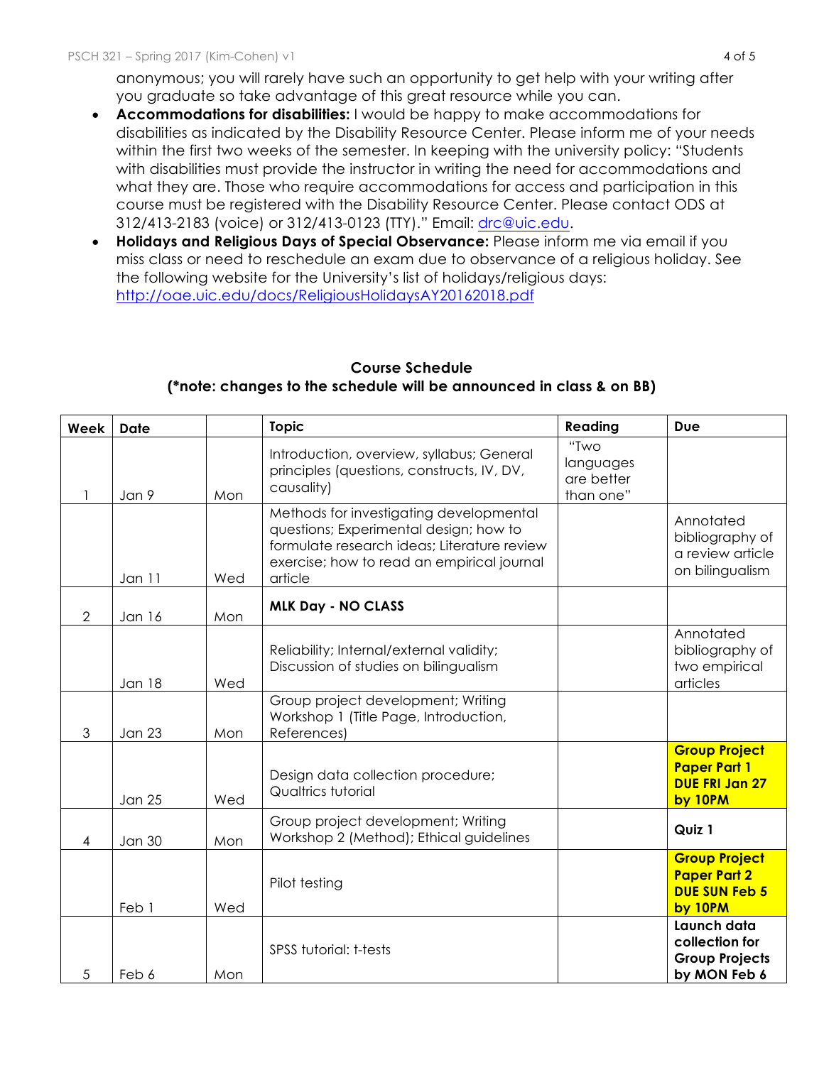anonymous; you will rarely have such an opportunity to get help with your writing after you graduate so take advantage of this great resource while you can.

- **Accommodations for disabilities:** I would be happy to make accommodations for disabilities as indicated by the Disability Resource Center. Please inform me of your needs within the first two weeks of the semester. In keeping with the university policy: "Students with disabilities must provide the instructor in writing the need for accommodations and what they are. Those who require accommodations for access and participation in this course must be registered with the Disability Resource Center. Please contact ODS at 312/413-2183 (voice) or 312/413-0123 (TTY)." Email: drc@uic.edu.
- **Holidays and Religious Days of Special Observance:** Please inform me via email if you miss class or need to reschedule an exam due to observance of a religious holiday. See the following website for the University's list of holidays/religious days: http://oae.uic.edu/docs/ReligiousHolidaysAY20162018.pdf

**Course Schedule**
**(*note: changes to the schedule will be announced in class & on BB)**

| Week | Date | | Topic | Reading | Due |
|---|---|---|---|---|---|
| 1 | Jan 9 | Mon | Introduction, overview, syllabus; General principles (questions, constructs, IV, DV, causality) | "Two languages are better than one" | |
| | Jan 11 | Wed | Methods for investigating developmental questions; Experimental design; how to formulate research ideas; Literature review exercise; how to read an empirical journal article | | Annotated bibliography of a review article on bilingualism |
| 2 | Jan 16 | Mon | **MLK Day - NO CLASS** | | |
| | Jan 18 | Wed | Reliability; Internal/external validity; Discussion of studies on bilingualism | | Annotated bibliography of two empirical articles |
| 3 | Jan 23 | Mon | Group project development; Writing Workshop 1 (Title Page, Introduction, References) | | |
| | Jan 25 | Wed | Design data collection procedure; Qualtrics tutorial | | **Group Project Paper Part 1 DUE FRI Jan 27 by 10PM** |
| 4 | Jan 30 | Mon | Group project development; Writing Workshop 2 (Method); Ethical guidelines | | **Quiz 1** |
| | Feb 1 | Wed | Pilot testing | | **Group Project Paper Part 2 DUE SUN Feb 5 by 10PM** |
| 5 | Feb 6 | Mon | SPSS tutorial: t-tests | | **Launch data collection for Group Projects by MON Feb 6** |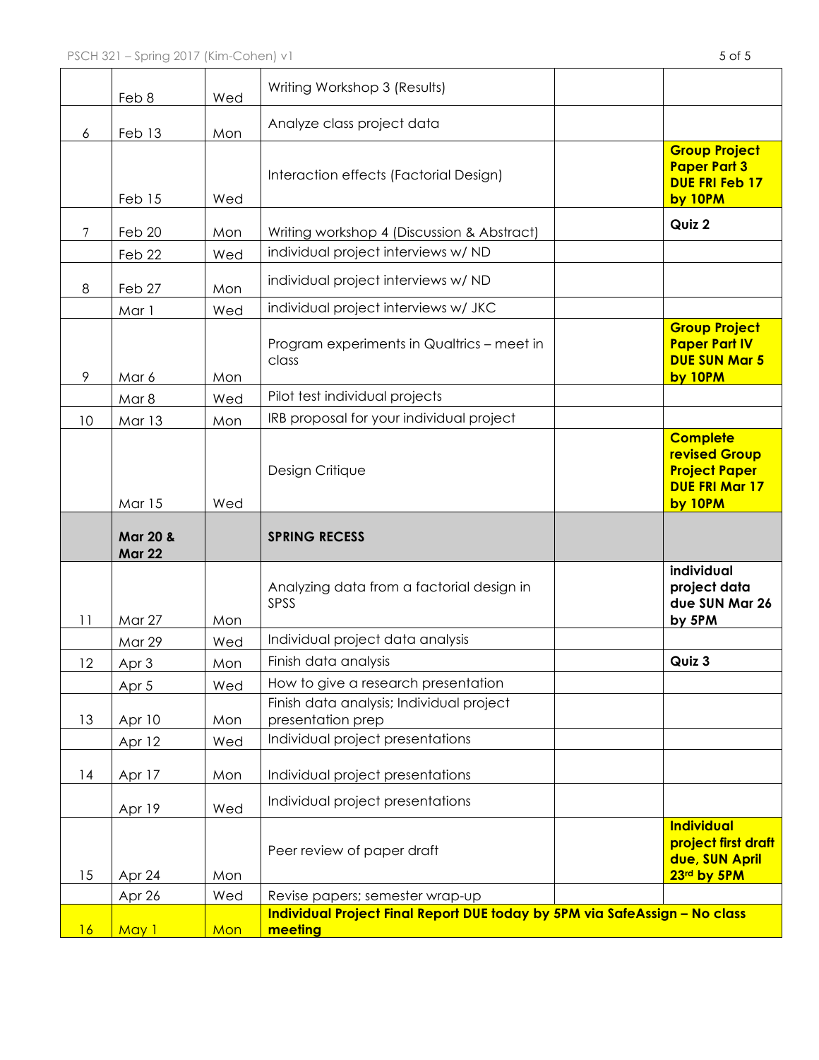| | | | | | |
|---|---|---|---|---|---|
| | Feb 8 | Wed | Writing Workshop 3 (Results) | | |
| 6 | Feb 13 | Mon | Analyze class project data | | |
| | Feb 15 | Wed | Interaction effects (Factorial Design) | | **Group Project Paper Part 3 DUE FRI Feb 17 by 10PM** |
| 7 | Feb 20 | Mon | Writing workshop 4 (Discussion & Abstract) | | **Quiz 2** |
| | Feb 22 | Wed | individual project interviews w/ ND | | |
| 8 | Feb 27 | Mon | individual project interviews w/ ND | | |
| | Mar 1 | Wed | individual project interviews w/ JKC | | |
| 9 | Mar 6 | Mon | Program experiments in Qualtrics – meet in class | | **Group Project Paper Part IV DUE SUN Mar 5 by 10PM** |
| | Mar 8 | Wed | Pilot test individual projects | | |
| 10 | Mar 13 | Mon | IRB proposal for your individual project | | |
| | Mar 15 | Wed | Design Critique | | **Complete revised Group Project Paper DUE FRI Mar 17 by 10PM** |
| | **Mar 20 & Mar 22** | | **SPRING RECESS** | | |
| 11 | Mar 27 | Mon | Analyzing data from a factorial design in SPSS | | **individual project data due SUN Mar 26 by 5PM** |
| | Mar 29 | Wed | Individual project data analysis | | |
| 12 | Apr 3 | Mon | Finish data analysis | | **Quiz 3** |
| | Apr 5 | Wed | How to give a research presentation | | |
| 13 | Apr 10 | Mon | Finish data analysis; Individual project presentation prep | | |
| | Apr 12 | Wed | Individual project presentations | | |
| 14 | Apr 17 | Mon | Individual project presentations | | |
| | Apr 19 | Wed | Individual project presentations | | |
| 15 | Apr 24 | Mon | Peer review of paper draft | | **Individual project first draft due, SUN April 23rd by 5PM** |
| | Apr 26 | Wed | Revise papers; semester wrap-up | | |
| 16 | May 1 | Mon | **Individual Project Final Report DUE today by 5PM via SafeAssign – No class meeting** | | |